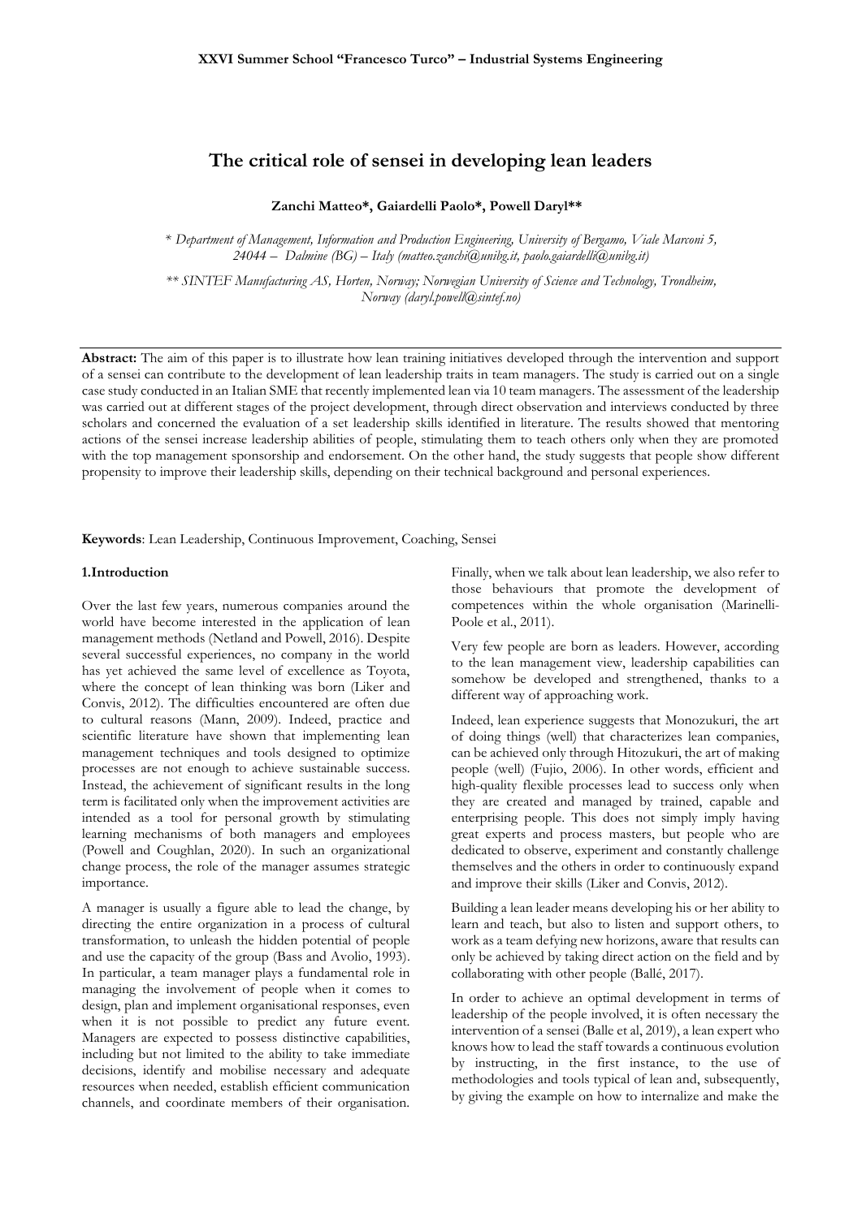# The critical role of sensei in developing lean leaders

**Zanchi Matteo\*, Gaiardelli Paolo\*, Powell Daryl\*\***

*\* Department of Management, Information and Production Engineering, University of Bergamo, Viale Marconi 5, 24044 – Dalmine (BG) – Italy (matteo.zanchi@unibg.it, paolo.gaiardelli@unibg.it)*

*\*\* SINTEF Manufacturing AS, Horten, Norway; Norwegian University of Science and Technology, Trondheim, Norway (daryl.powell@sintef.no)*

**Abstract:** The aim of this paper is to illustrate how lean training initiatives developed through the intervention and support of a sensei can contribute to the development of lean leadership traits in team managers. The study is carried out on a single case study conducted in an Italian SME that recently implemented lean via 10 team managers. The assessment of the leadership was carried out at different stages of the project development, through direct observation and interviews conducted by three scholars and concerned the evaluation of a set leadership skills identified in literature. The results showed that mentoring actions of the sensei increase leadership abilities of people, stimulating them to teach others only when they are promoted with the top management sponsorship and endorsement. On the other hand, the study suggests that people show different propensity to improve their leadership skills, depending on their technical background and personal experiences.

**Keywords**: Lean Leadership, Continuous Improvement, Coaching, Sensei

## 1.Introduction

Over the last few years, numerous companies around the world have become interested in the application of lean management methods (Netland and Powell, 2016). Despite several successful experiences, no company in the world has yet achieved the same level of excellence as Toyota, where the concept of lean thinking was born (Liker and Convis, 2012). The difficulties encountered are often due to cultural reasons (Mann, 2009). Indeed, practice and scientific literature have shown that implementing lean management techniques and tools designed to optimize processes are not enough to achieve sustainable success. Instead, the achievement of significant results in the long term is facilitated only when the improvement activities are intended as a tool for personal growth by stimulating learning mechanisms of both managers and employees (Powell and Coughlan, 2020). In such an organizational change process, the role of the manager assumes strategic importance.

A manager is usually a figure able to lead the change, by directing the entire organization in a process of cultural transformation, to unleash the hidden potential of people and use the capacity of the group (Bass and Avolio, 1993). In particular, a team manager plays a fundamental role in managing the involvement of people when it comes to design, plan and implement organisational responses, even when it is not possible to predict any future event. Managers are expected to possess distinctive capabilities, including but not limited to the ability to take immediate decisions, identify and mobilise necessary and adequate resources when needed, establish efficient communication channels, and coordinate members of their organisation.

Finally, when we talk about lean leadership, we also refer to those behaviours that promote the development of competences within the whole organisation (Marinelli-Poole et al., 2011).

Very few people are born as leaders. However, according to the lean management view, leadership capabilities can somehow be developed and strengthened, thanks to a different way of approaching work.

Indeed, lean experience suggests that Monozukuri, the art of doing things (well) that characterizes lean companies, can be achieved only through Hitozukuri, the art of making people (well) (Fujio, 2006). In other words, efficient and high-quality flexible processes lead to success only when they are created and managed by trained, capable and enterprising people. This does not simply imply having great experts and process masters, but people who are dedicated to observe, experiment and constantly challenge themselves and the others in order to continuously expand and improve their skills (Liker and Convis, 2012).

Building a lean leader means developing his or her ability to learn and teach, but also to listen and support others, to work as a team defying new horizons, aware that results can only be achieved by taking direct action on the field and by collaborating with other people (Ballé, 2017).

In order to achieve an optimal development in terms of leadership of the people involved, it is often necessary the intervention of a sensei (Balle et al, 2019), a lean expert who knows how to lead the staff towards a continuous evolution by instructing, in the first instance, to the use of methodologies and tools typical of lean and, subsequently, by giving the example on how to internalize and make the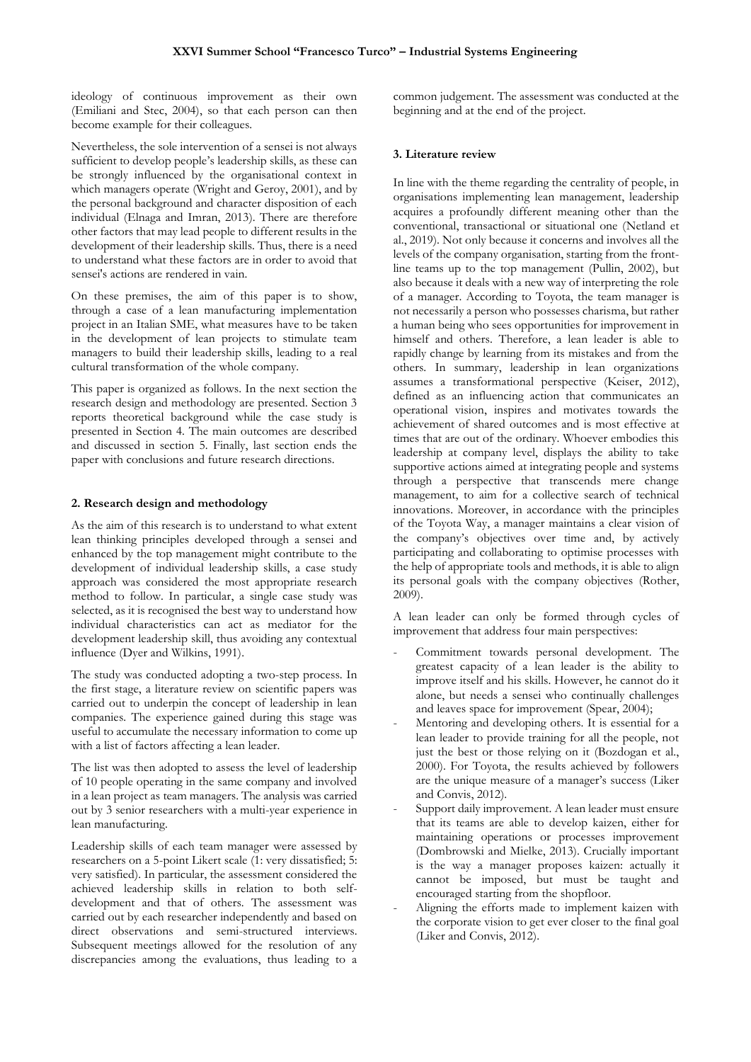ideology of continuous improvement as their own (Emiliani and Stec, 2004), so that each person can then become example for their colleagues.

Nevertheless, the sole intervention of a sensei is not always sufficient to develop people's leadership skills, as these can be strongly influenced by the organisational context in which managers operate (Wright and Geroy, 2001), and by the personal background and character disposition of each individual (Elnaga and Imran, 2013). There are therefore other factors that may lead people to different results in the development of their leadership skills. Thus, there is a need to understand what these factors are in order to avoid that sensei's actions are rendered in vain.

On these premises, the aim of this paper is to show, through a case of a lean manufacturing implementation project in an Italian SME, what measures have to be taken in the development of lean projects to stimulate team managers to build their leadership skills, leading to a real cultural transformation of the whole company.

This paper is organized as follows. In the next section the research design and methodology are presented. Section 3 reports theoretical background while the case study is presented in Section 4. The main outcomes are described and discussed in section 5. Finally, last section ends the paper with conclusions and future research directions.

## 2. Research design and methodology

As the aim of this research is to understand to what extent lean thinking principles developed through a sensei and enhanced by the top management might contribute to the development of individual leadership skills, a case study approach was considered the most appropriate research method to follow. In particular, a single case study was selected, as it is recognised the best way to understand how individual characteristics can act as mediator for the development leadership skill, thus avoiding any contextual influence (Dyer and Wilkins, 1991).

The study was conducted adopting a two-step process. In the first stage, a literature review on scientific papers was carried out to underpin the concept of leadership in lean companies. The experience gained during this stage was useful to accumulate the necessary information to come up with a list of factors affecting a lean leader.

The list was then adopted to assess the level of leadership of 10 people operating in the same company and involved in a lean project as team managers. The analysis was carried out by 3 senior researchers with a multi-year experience in lean manufacturing.

Leadership skills of each team manager were assessed by researchers on a 5-point Likert scale (1: very dissatisfied; 5: very satisfied). In particular, the assessment considered the achieved leadership skills in relation to both self-development and that of others. The assessment was carried out by each researcher independently and based on direct observations and semi-structured interviews. Subsequent meetings allowed for the resolution of any discrepancies among the evaluations, thus leading to a common judgement. The assessment was conducted at the beginning and at the end of the project.

## 3. Literature review

In line with the theme regarding the centrality of people, in organisations implementing lean management, leadership acquires a profoundly different meaning other than the conventional, transactional or situational one (Netland et al., 2019). Not only because it concerns and involves all the levels of the company organisation, starting from the front-line teams up to the top management (Pullin, 2002), but also because it deals with a new way of interpreting the role of a manager. According to Toyota, the team manager is not necessarily a person who possesses charisma, but rather a human being who sees opportunities for improvement in himself and others. Therefore, a lean leader is able to rapidly change by learning from its mistakes and from the others. In summary, leadership in lean organizations assumes a transformational perspective (Keiser, 2012), defined as an influencing action that communicates an operational vision, inspires and motivates towards the achievement of shared outcomes and is most effective at times that are out of the ordinary. Whoever embodies this leadership at company level, displays the ability to take supportive actions aimed at integrating people and systems through a perspective that transcends mere change management, to aim for a collective search of technical innovations. Moreover, in accordance with the principles of the Toyota Way, a manager maintains a clear vision of the company's objectives over time and, by actively participating and collaborating to optimise processes with the help of appropriate tools and methods, it is able to align its personal goals with the company objectives (Rother, 2009).

A lean leader can only be formed through cycles of improvement that address four main perspectives:

- Commitment towards personal development. The greatest capacity of a lean leader is the ability to improve itself and his skills. However, he cannot do it alone, but needs a sensei who continually challenges and leaves space for improvement (Spear, 2004);
- Mentoring and developing others. It is essential for a lean leader to provide training for all the people, not just the best or those relying on it (Bozdogan et al., 2000). For Toyota, the results achieved by followers are the unique measure of a manager's success (Liker and Convis, 2012).
- Support daily improvement. A lean leader must ensure that its teams are able to develop kaizen, either for maintaining operations or processes improvement (Dombrowski and Mielke, 2013). Crucially important is the way a manager proposes kaizen: actually it cannot be imposed, but must be taught and encouraged starting from the shopfloor.
- Aligning the efforts made to implement kaizen with the corporate vision to get ever closer to the final goal (Liker and Convis, 2012).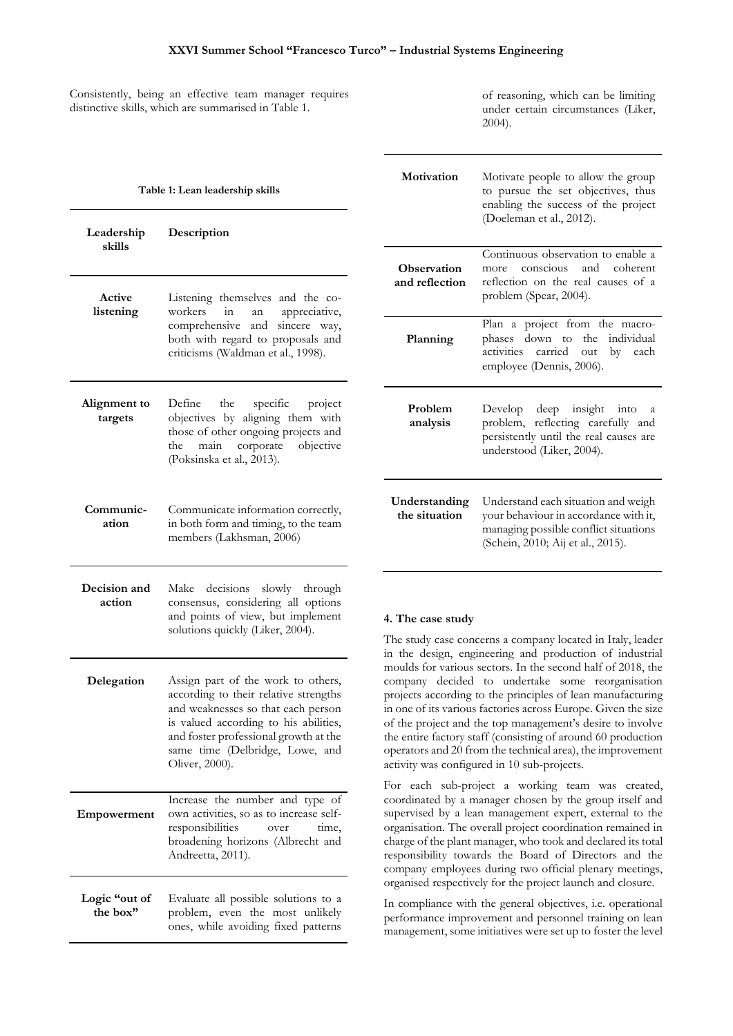Consistently, being an effective team manager requires distinctive skills, which are summarised in Table 1.

**Table 1: Lean leadership skills**

| Leadership skills | Description |
|---|---|
| **Active listening** | Listening themselves and the co-workers in an appreciative, comprehensive and sincere way, both with regard to proposals and criticisms (Waldman et al., 1998). |
| **Alignment to targets** | Define the specific project objectives by aligning them with those of other ongoing projects and the main corporate objective (Poksinska et al., 2013). |
| **Communic-ation** | Communicate information correctly, in both form and timing, to the team members (Lakhsman, 2006) |
| **Decision and action** | Make decisions slowly through consensus, considering all options and points of view, but implement solutions quickly (Liker, 2004). |
| **Delegation** | Assign part of the work to others, according to their relative strengths and weaknesses so that each person is valued according to his abilities, and foster professional growth at the same time (Delbridge, Lowe, and Oliver, 2000). |
| **Empowerment** | Increase the number and type of own activities, so as to increase self-responsibilities over time, broadening horizons (Albrecht and Andreetta, 2011). |
| **Logic "out of the box"** | Evaluate all possible solutions to a problem, even the most unlikely ones, while avoiding fixed patterns of reasoning, which can be limiting under certain circumstances (Liker, 2004). |
| **Motivation** | Motivate people to allow the group to pursue the set objectives, thus enabling the success of the project (Doeleman et al., 2012). |
| **Observation and reflection** | Continuous observation to enable a more conscious and coherent reflection on the real causes of a problem (Spear, 2004). |
| **Planning** | Plan a project from the macro-phases down to the individual activities carried out by each employee (Dennis, 2006). |
| **Problem analysis** | Develop deep insight into a problem, reflecting carefully and persistently until the real causes are understood (Liker, 2004). |
| **Understanding the situation** | Understand each situation and weigh your behaviour in accordance with it, managing possible conflict situations (Schein, 2010; Aij et al., 2015). |

## 4. The case study

The study case concerns a company located in Italy, leader in the design, engineering and production of industrial moulds for various sectors. In the second half of 2018, the company decided to undertake some reorganisation projects according to the principles of lean manufacturing in one of its various factories across Europe. Given the size of the project and the top management's desire to involve the entire factory staff (consisting of around 60 production operators and 20 from the technical area), the improvement activity was configured in 10 sub-projects.

For each sub-project a working team was created, coordinated by a manager chosen by the group itself and supervised by a lean management expert, external to the organisation. The overall project coordination remained in charge of the plant manager, who took and declared its total responsibility towards the Board of Directors and the company employees during two official plenary meetings, organised respectively for the project launch and closure.

In compliance with the general objectives, i.e. operational performance improvement and personnel training on lean management, some initiatives were set up to foster the level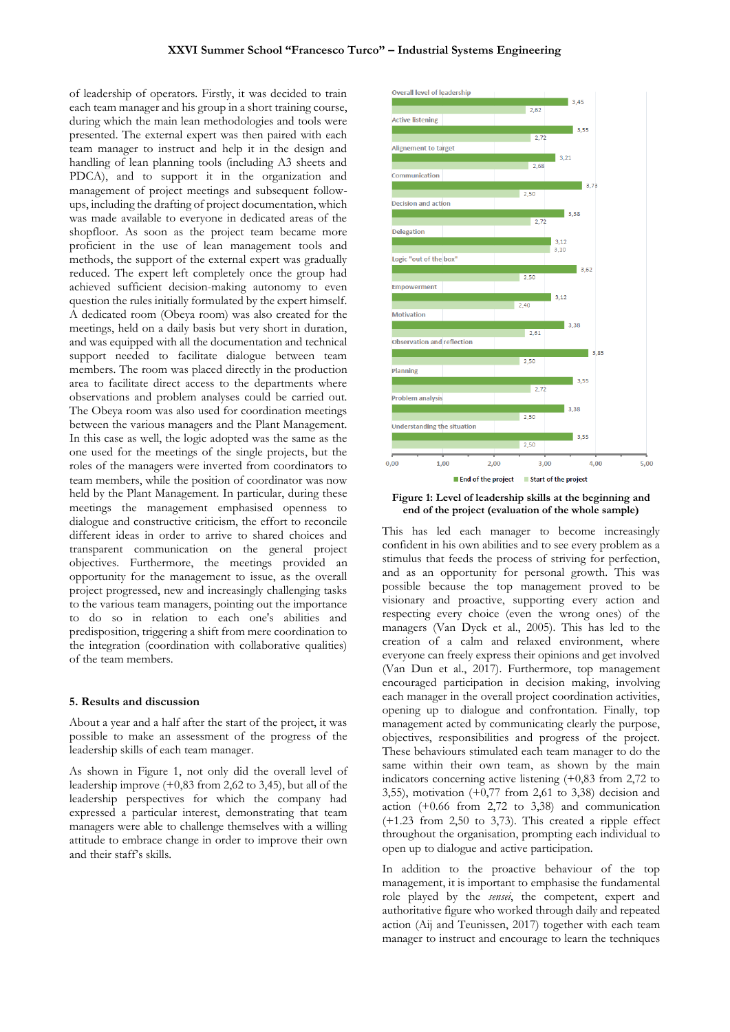of leadership of operators. Firstly, it was decided to train each team manager and his group in a short training course, during which the main lean methodologies and tools were presented. The external expert was then paired with each team manager to instruct and help it in the design and handling of lean planning tools (including A3 sheets and PDCA), and to support it in the organization and management of project meetings and subsequent follow-ups, including the drafting of project documentation, which was made available to everyone in dedicated areas of the shopfloor. As soon as the project team became more proficient in the use of lean management tools and methods, the support of the external expert was gradually reduced. The expert left completely once the group had achieved sufficient decision-making autonomy to even question the rules initially formulated by the expert himself. A dedicated room (Obeya room) was also created for the meetings, held on a daily basis but very short in duration, and was equipped with all the documentation and technical support needed to facilitate dialogue between team members. The room was placed directly in the production area to facilitate direct access to the departments where observations and problem analyses could be carried out. The Obeya room was also used for coordination meetings between the various managers and the Plant Management. In this case as well, the logic adopted was the same as the one used for the meetings of the single projects, but the roles of the managers were inverted from coordinators to team members, while the position of coordinator was now held by the Plant Management. In particular, during these meetings the management emphasised openness to dialogue and constructive criticism, the effort to reconcile different ideas in order to arrive to shared choices and transparent communication on the general project objectives. Furthermore, the meetings provided an opportunity for the management to issue, as the overall project progressed, new and increasingly challenging tasks to the various team managers, pointing out the importance to do so in relation to each one's abilities and predisposition, triggering a shift from mere coordination to the integration (coordination with collaborative qualities) of the team members.

## 5. Results and discussion

About a year and a half after the start of the project, it was possible to make an assessment of the progress of the leadership skills of each team manager.

As shown in Figure 1, not only did the overall level of leadership improve (+0,83 from 2,62 to 3,45), but all of the leadership perspectives for which the company had expressed a particular interest, demonstrating that team managers were able to challenge themselves with a willing attitude to embrace change in order to improve their own and their staff's skills.

| Leadership skill | End of the project | Start of the project |
|---|---|---|
| Overall level of leadership | 3,45 | 2,62 |
| Active listening | 3,55 | 2,72 |
| Alignement to target | 3,21 | 2,68 |
| Communication | 3,73 | 2,50 |
| Decision and action | 3,38 | 2,72 |
| Delegation | 3,12 | 3,10 |
| Logic "out of the box" | 3,62 | 2,50 |
| Empowerment | 3,12 | 2,40 |
| Motivation | 3,38 | 2,61 |
| Observation and reflection | 3,85 | 2,50 |
| Planning | 3,55 | 2,72 |
| Problem analysis | 3,38 | 2,50 |
| Understanding the situation | 3,55 | 2,50 |

**Figure 1: Level of leadership skills at the beginning and end of the project (evaluation of the whole sample)**

This has led each manager to become increasingly confident in his own abilities and to see every problem as a stimulus that feeds the process of striving for perfection, and as an opportunity for personal growth. This was possible because the top management proved to be visionary and proactive, supporting every action and respecting every choice (even the wrong ones) of the managers (Van Dyck et al., 2005). This has led to the creation of a calm and relaxed environment, where everyone can freely express their opinions and get involved (Van Dun et al., 2017). Furthermore, top management encouraged participation in decision making, involving each manager in the overall project coordination activities, opening up to dialogue and confrontation. Finally, top management acted by communicating clearly the purpose, objectives, responsibilities and progress of the project. These behaviours stimulated each team manager to do the same within their own team, as shown by the main indicators concerning active listening (+0,83 from 2,72 to 3,55), motivation (+0,77 from 2,61 to 3,38) decision and action (+0.66 from 2,72 to 3,38) and communication (+1.23 from 2,50 to 3,73). This created a ripple effect throughout the organisation, prompting each individual to open up to dialogue and active participation.

In addition to the proactive behaviour of the top management, it is important to emphasise the fundamental role played by the *sensei*, the competent, expert and authoritative figure who worked through daily and repeated action (Aij and Teunissen, 2017) together with each team manager to instruct and encourage to learn the techniques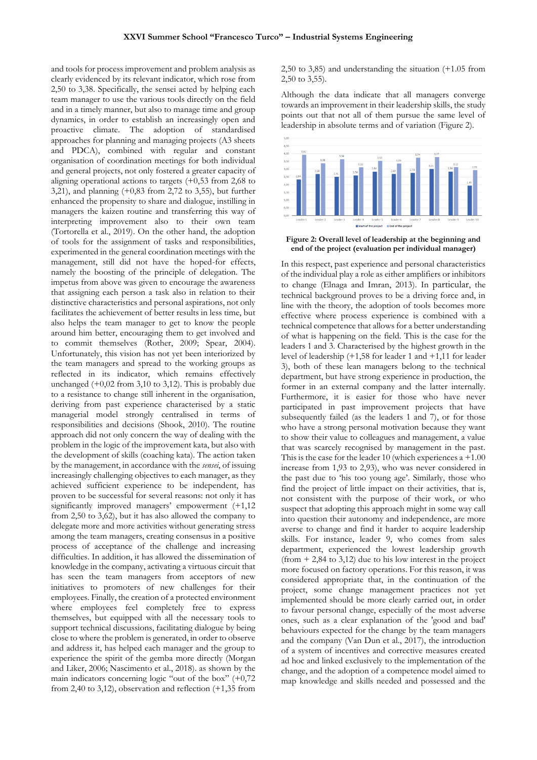and tools for process improvement and problem analysis as clearly evidenced by its relevant indicator, which rose from 2,50 to 3,38. Specifically, the sensei acted by helping each team manager to use the various tools directly on the field and in a timely manner, but also to manage time and group dynamics, in order to establish an increasingly open and proactive climate. The adoption of standardised approaches for planning and managing projects (A3 sheets and PDCA), combined with regular and constant organisation of coordination meetings for both individual and general projects, not only fostered a greater capacity of aligning operational actions to targets (+0,53 from 2,68 to 3,21), and planning (+0,83 from 2,72 to 3,55), but further enhanced the propensity to share and dialogue, instilling in managers the kaizen routine and transferring this way of interpreting improvement also to their own team (Tortorella et al., 2019). On the other hand, the adoption of tools for the assignment of tasks and responsibilities, experimented in the general coordination meetings with the management, still did not have the hoped-for effects, namely the boosting of the principle of delegation. The impetus from above was given to encourage the awareness that assigning each person a task also in relation to their distinctive characteristics and personal aspirations, not only facilitates the achievement of better results in less time, but also helps the team manager to get to know the people around him better, encouraging them to get involved and to commit themselves (Rother, 2009; Spear, 2004). Unfortunately, this vision has not yet been interiorized by the team managers and spread to the working groups as reflected in its indicator, which remains effectively unchanged (+0,02 from 3,10 to 3,12). This is probably due to a resistance to change still inherent in the organisation, deriving from past experience characterised by a static managerial model strongly centralised in terms of responsibilities and decisions (Shook, 2010). The routine approach did not only concern the way of dealing with the problem in the logic of the improvement kata, but also with the development of skills (coaching kata). The action taken by the management, in accordance with the *sensei*, of issuing increasingly challenging objectives to each manager, as they achieved sufficient experience to be independent, has proven to be successful for several reasons: not only it has significantly improved managers' empowerment (+1,12 from 2,50 to 3,62), but it has also allowed the company to delegate more and more activities without generating stress among the team managers, creating consensus in a positive process of acceptance of the challenge and increasing difficulties. In addition, it has allowed the dissemination of knowledge in the company, activating a virtuous circuit that has seen the team managers from acceptors of new initiatives to promoters of new challenges for their employees. Finally, the creation of a protected environment where employees feel completely free to express themselves, but equipped with all the necessary tools to support technical discussions, facilitating dialogue by being close to where the problem is generated, in order to observe and address it, has helped each manager and the group to experience the spirit of the gemba more directly (Morgan and Liker, 2006; Nascimento et al., 2018). as shown by the main indicators concerning logic "out of the box" (+0,72 from 2,40 to 3,12), observation and reflection (+1,35 from 2,50 to 3,85) and understanding the situation (+1.05 from 2,50 to 3,55).

Although the data indicate that all managers converge towards an improvement in their leadership skills, the study points out that not all of them pursue the same level of leadership in absolute terms and of variation (Figure 2).

| | Leader 1 | Leader 2 | Leader 3 | Leader 4 | Leader 5 | Leader 6 | Leader 7 | Leader 8 | Leader 9 | Leader 10 |
|---|---|---|---|---|---|---|---|---|---|---|
| Start of the project | 2,34 | 2,68 | 2,51 | 2,58 | 2,84 | 2,69 | 2,78 | 3,01 | 2,84 | 1,93 |
| End of the project | 3,92 | 3,38 | 3,54 | 3,11 | 3,55 | 3,35 | 3,74 | 3,77 | 3,12 | 2,93 |

**Figure 2: Overall level of leadership at the beginning and end of the project (evaluation per individual manager)**

In this respect, past experience and personal characteristics of the individual play a role as either amplifiers or inhibitors to change (Elnaga and Imran, 2013). In particular, the technical background proves to be a driving force and, in line with the theory, the adoption of tools becomes more effective where process experience is combined with a technical competence that allows for a better understanding of what is happening on the field. This is the case for the leaders 1 and 3. Characterised by the highest growth in the level of leadership (+1,58 for leader 1 and +1,11 for leader 3), both of these lean managers belong to the technical department, but have strong experience in production, the former in an external company and the latter internally. Furthermore, it is easier for those who have never participated in past improvement projects that have subsequently failed (as the leaders 1 and 7), or for those who have a strong personal motivation because they want to show their value to colleagues and management, a value that was scarcely recognised by management in the past. This is the case for the leader 10 (which experiences a +1.00 increase from 1,93 to 2,93), who was never considered in the past due to 'his too young age'. Similarly, those who find the project of little impact on their activities, that is, not consistent with the purpose of their work, or who suspect that adopting this approach might in some way call into question their autonomy and independence, are more averse to change and find it harder to acquire leadership skills. For instance, leader 9, who comes from sales department, experienced the lowest leadership growth (from + 2,84 to 3,12) due to his low interest in the project more focused on factory operations. For this reason, it was considered appropriate that, in the continuation of the project, some change management practices not yet implemented should be more clearly carried out, in order to favour personal change, especially of the most adverse ones, such as a clear explanation of the 'good and bad' behaviours expected for the change by the team managers and the company (Van Dun et al., 2017), the introduction of a system of incentives and corrective measures created ad hoc and linked exclusively to the implementation of the change, and the adoption of a competence model aimed to map knowledge and skills needed and possessed and the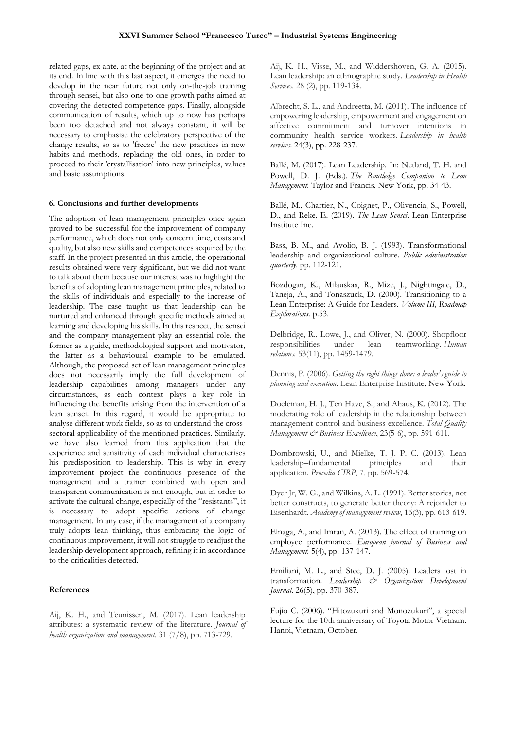related gaps, ex ante, at the beginning of the project and at its end. In line with this last aspect, it emerges the need to develop in the near future not only on-the-job training through sensei, but also one-to-one growth paths aimed at covering the detected competence gaps. Finally, alongside communication of results, which up to now has perhaps been too detached and not always constant, it will be necessary to emphasise the celebratory perspective of the change results, so as to 'freeze' the new practices in new habits and methods, replacing the old ones, in order to proceed to their 'crystallisation' into new principles, values and basic assumptions.

## 6. Conclusions and further developments

The adoption of lean management principles once again proved to be successful for the improvement of company performance, which does not only concern time, costs and quality, but also new skills and competences acquired by the staff. In the project presented in this article, the operational results obtained were very significant, but we did not want to talk about them because our interest was to highlight the benefits of adopting lean management principles, related to the skills of individuals and especially to the increase of leadership. The case taught us that leadership can be nurtured and enhanced through specific methods aimed at learning and developing his skills. In this respect, the sensei and the company management play an essential role, the former as a guide, methodological support and motivator, the latter as a behavioural example to be emulated. Although, the proposed set of lean management principles does not necessarily imply the full development of leadership capabilities among managers under any circumstances, as each context plays a key role in influencing the benefits arising from the intervention of a lean sensei. In this regard, it would be appropriate to analyse different work fields, so as to understand the cross-sectoral applicability of the mentioned practices. Similarly, we have also learned from this application that the experience and sensitivity of each individual characterises his predisposition to leadership. This is why in every improvement project the continuous presence of the management and a trainer combined with open and transparent communication is not enough, but in order to activate the cultural change, especially of the "resistants", it is necessary to adopt specific actions of change management. In any case, if the management of a company truly adopts lean thinking, thus embracing the logic of continuous improvement, it will not struggle to readjust the leadership development approach, refining it in accordance to the criticalities detected.

## References

Aij, K. H., and Teunissen, M. (2017). Lean leadership attributes: a systematic review of the literature. *Journal of health organization and management*. 31 (7/8), pp. 713-729.

Aij, K. H., Visse, M., and Widdershoven, G. A. (2015). Lean leadership: an ethnographic study. *Leadership in Health Services*. 28 (2), pp. 119-134.

Albrecht, S. L., and Andreetta, M. (2011). The influence of empowering leadership, empowerment and engagement on affective commitment and turnover intentions in community health service workers. *Leadership in health services*. 24(3), pp. 228-237.

Ballé, M. (2017). Lean Leadership. In: Netland, T. H. and Powell, D. J. (Eds.). *The Routledge Companion to Lean Management*. Taylor and Francis, New York, pp. 34-43.

Ballé, M., Chartier, N., Coignet, P., Olivencia, S., Powell, D., and Reke, E. (2019). *The Lean Sensei*. Lean Enterprise Institute Inc.

Bass, B. M., and Avolio, B. J. (1993). Transformational leadership and organizational culture. *Public administration quarterly*. pp. 112-121.

Bozdogan, K., Milauskas, R., Mize, J., Nightingale, D., Taneja, A., and Tonaszuck, D. (2000). Transitioning to a Lean Enterprise: A Guide for Leaders. *Volume III, Roadmap Explorations*. p.53.

Delbridge, R., Lowe, J., and Oliver, N. (2000). Shopfloor responsibilities under lean teamworking. *Human relations*. 53(11), pp. 1459-1479.

Dennis, P. (2006). *Getting the right things done: a leader's guide to planning and execution*. Lean Enterprise Institute, New York.

Doeleman, H. J., Ten Have, S., and Ahaus, K. (2012). The moderating role of leadership in the relationship between management control and business excellence. *Total Quality Management & Business Excellence*, 23(5-6), pp. 591-611.

Dombrowski, U., and Mielke, T. J. P. C. (2013). Lean leadership–fundamental principles and their application. *Procedia CIRP*, 7, pp. 569-574.

Dyer Jr, W. G., and Wilkins, A. L. (1991). Better stories, not better constructs, to generate better theory: A rejoinder to Eisenhardt. *Academy of management review*, 16(3), pp. 613-619.

Elnaga, A., and Imran, A. (2013). The effect of training on employee performance. *European journal of Business and Management*. 5(4), pp. 137-147.

Emiliani, M. L., and Stec, D. J. (2005). Leaders lost in transformation. *Leadership & Organization Development Journal*. 26(5), pp. 370-387.

Fujio C. (2006). "Hitozukuri and Monozukuri", a special lecture for the 10th anniversary of Toyota Motor Vietnam. Hanoi, Vietnam, October.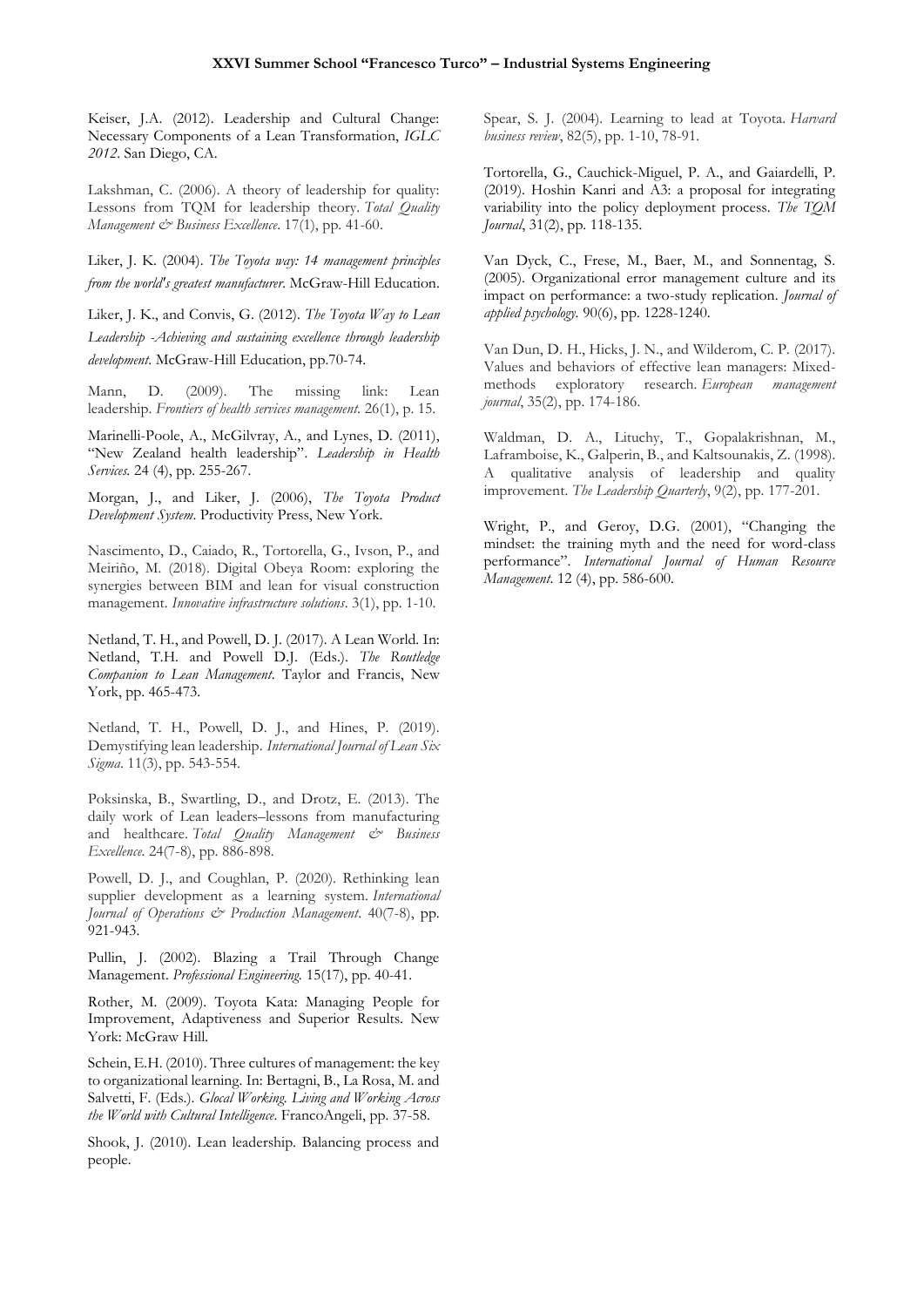Keiser, J.A. (2012). Leadership and Cultural Change: Necessary Components of a Lean Transformation, *IGLC 2012*. San Diego, CA.

Lakshman, C. (2006). A theory of leadership for quality: Lessons from TQM for leadership theory. *Total Quality Management & Business Excellence*. 17(1), pp. 41-60.

Liker, J. K. (2004). *The Toyota way: 14 management principles from the world's greatest manufacturer*. McGraw-Hill Education.

Liker, J. K., and Convis, G. (2012). *The Toyota Way to Lean Leadership -Achieving and sustaining excellence through leadership development*. McGraw-Hill Education, pp.70-74.

Mann, D. (2009). The missing link: Lean leadership. *Frontiers of health services management*. 26(1), p. 15.

Marinelli-Poole, A., McGilvray, A., and Lynes, D. (2011), "New Zealand health leadership". *Leadership in Health Services.* 24 (4), pp. 255-267.

Morgan, J., and Liker, J. (2006), *The Toyota Product Development System*. Productivity Press, New York.

Nascimento, D., Caiado, R., Tortorella, G., Ivson, P., and Meiriño, M. (2018). Digital Obeya Room: exploring the synergies between BIM and lean for visual construction management. *Innovative infrastructure solutions*. 3(1), pp. 1-10.

Netland, T. H., and Powell, D. J. (2017). A Lean World. In: Netland, T.H. and Powell D.J. (Eds.). *The Routledge Companion to Lean Management*. Taylor and Francis, New York, pp. 465-473.

Netland, T. H., Powell, D. J., and Hines, P. (2019). Demystifying lean leadership. *International Journal of Lean Six Sigma*. 11(3), pp. 543-554.

Poksinska, B., Swartling, D., and Drotz, E. (2013). The daily work of Lean leaders–lessons from manufacturing and healthcare. *Total Quality Management & Business Excellence*. 24(7-8), pp. 886-898.

Powell, D. J., and Coughlan, P. (2020). Rethinking lean supplier development as a learning system. *International Journal of Operations & Production Management*. 40(7-8), pp. 921-943.

Pullin, J. (2002). Blazing a Trail Through Change Management. *Professional Engineering.* 15(17), pp. 40-41.

Rother, M. (2009). Toyota Kata: Managing People for Improvement, Adaptiveness and Superior Results. New York: McGraw Hill.

Schein, E.H. (2010). Three cultures of management: the key to organizational learning. In: Bertagni, B., La Rosa, M. and Salvetti, F. (Eds.). *Glocal Working. Living and Working Across the World with Cultural Intelligence*. FrancoAngeli, pp. 37-58.

Shook, J. (2010). Lean leadership. Balancing process and people.

Spear, S. J. (2004). Learning to lead at Toyota. *Harvard business review*, 82(5), pp. 1-10, 78-91.

Tortorella, G., Cauchick-Miguel, P. A., and Gaiardelli, P. (2019). Hoshin Kanri and A3: a proposal for integrating variability into the policy deployment process. *The TQM Journal*, 31(2), pp. 118-135.

Van Dyck, C., Frese, M., Baer, M., and Sonnentag, S. (2005). Organizational error management culture and its impact on performance: a two-study replication. *Journal of applied psychology.* 90(6), pp. 1228-1240.

Van Dun, D. H., Hicks, J. N., and Wilderom, C. P. (2017). Values and behaviors of effective lean managers: Mixed-methods exploratory research. *European management journal*, 35(2), pp. 174-186.

Waldman, D. A., Lituchy, T., Gopalakrishnan, M., Laframboise, K., Galperin, B., and Kaltsounakis, Z. (1998). A qualitative analysis of leadership and quality improvement. *The Leadership Quarterly*, 9(2), pp. 177-201.

Wright, P., and Geroy, D.G. (2001), "Changing the mindset: the training myth and the need for word-class performance". *International Journal of Human Resource Management*. 12 (4), pp. 586-600.